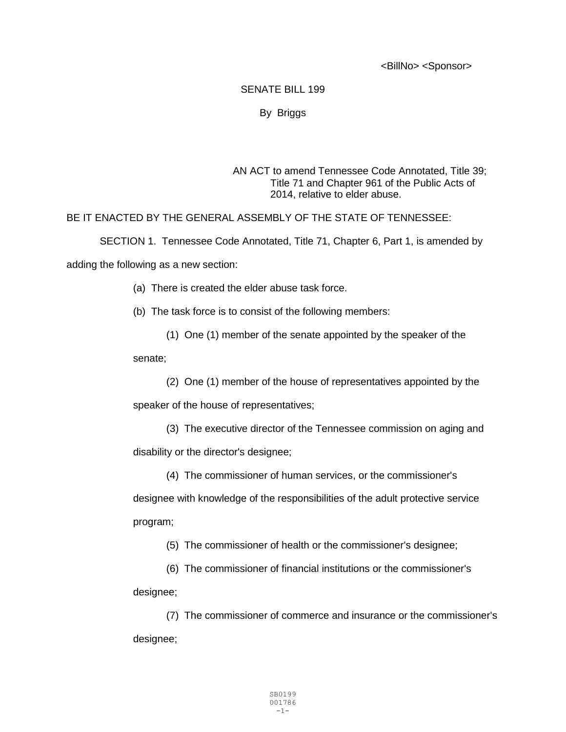<BillNo> <Sponsor>

SENATE BILL 199

By Briggs

AN ACT to amend Tennessee Code Annotated, Title 39; Title 71 and Chapter 961 of the Public Acts of 2014, relative to elder abuse.

BE IT ENACTED BY THE GENERAL ASSEMBLY OF THE STATE OF TENNESSEE:

SECTION 1. Tennessee Code Annotated, Title 71, Chapter 6, Part 1, is amended by adding the following as a new section:

(a) There is created the elder abuse task force.

(b) The task force is to consist of the following members:

(1) One (1) member of the senate appointed by the speaker of the senate;

(2) One (1) member of the house of representatives appointed by the speaker of the house of representatives;

(3) The executive director of the Tennessee commission on aging and disability or the director's designee;

(4) The commissioner of human services, or the commissioner's designee with knowledge of the responsibilities of the adult protective service program;

(5) The commissioner of health or the commissioner's designee;

(6) The commissioner of financial institutions or the commissioner's designee;

(7) The commissioner of commerce and insurance or the commissioner's designee;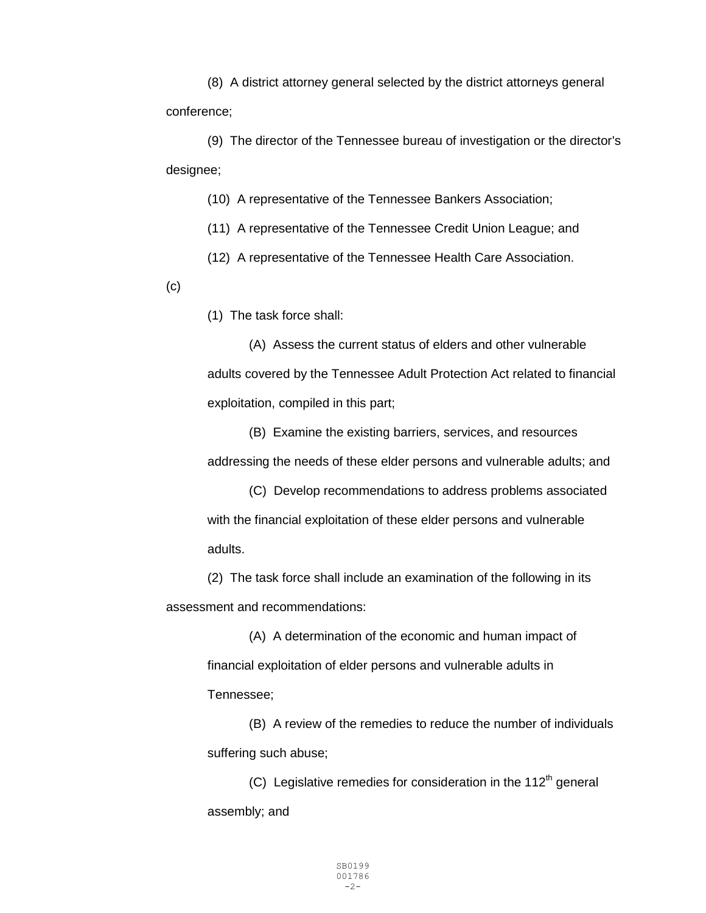(8) A district attorney general selected by the district attorneys general conference;

(9) The director of the Tennessee bureau of investigation or the director's designee;

(10) A representative of the Tennessee Bankers Association;

(11) A representative of the Tennessee Credit Union League; and

(12) A representative of the Tennessee Health Care Association.

(c)

(1) The task force shall:

(A) Assess the current status of elders and other vulnerable adults covered by the Tennessee Adult Protection Act related to financial exploitation, compiled in this part;

(B) Examine the existing barriers, services, and resources addressing the needs of these elder persons and vulnerable adults; and

(C) Develop recommendations to address problems associated with the financial exploitation of these elder persons and vulnerable adults.

(2) The task force shall include an examination of the following in its assessment and recommendations:

(A) A determination of the economic and human impact of financial exploitation of elder persons and vulnerable adults in Tennessee;

(B) A review of the remedies to reduce the number of individuals suffering such abuse;

(C) Legislative remedies for consideration in the 112th general assembly; and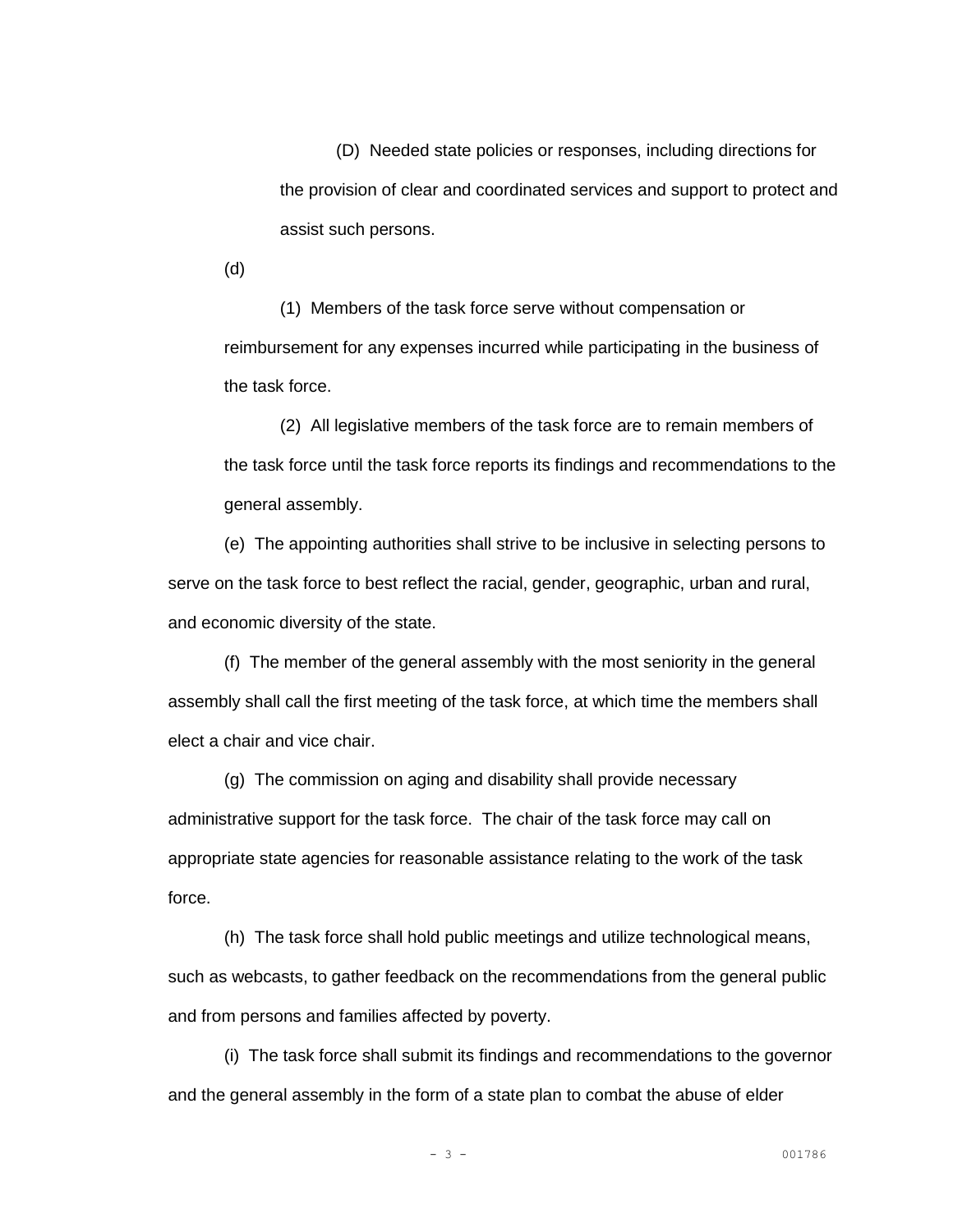(D) Needed state policies or responses, including directions for the provision of clear and coordinated services and support to protect and assist such persons.

(d)

(1) Members of the task force serve without compensation or reimbursement for any expenses incurred while participating in the business of the task force.

(2) All legislative members of the task force are to remain members of the task force until the task force reports its findings and recommendations to the general assembly.

(e) The appointing authorities shall strive to be inclusive in selecting persons to serve on the task force to best reflect the racial, gender, geographic, urban and rural, and economic diversity of the state.

(f) The member of the general assembly with the most seniority in the general assembly shall call the first meeting of the task force, at which time the members shall elect a chair and vice chair.

(g) The commission on aging and disability shall provide necessary administrative support for the task force. The chair of the task force may call on appropriate state agencies for reasonable assistance relating to the work of the task force.

(h) The task force shall hold public meetings and utilize technological means, such as webcasts, to gather feedback on the recommendations from the general public and from persons and families affected by poverty.

(i) The task force shall submit its findings and recommendations to the governor and the general assembly in the form of a state plan to combat the abuse of elder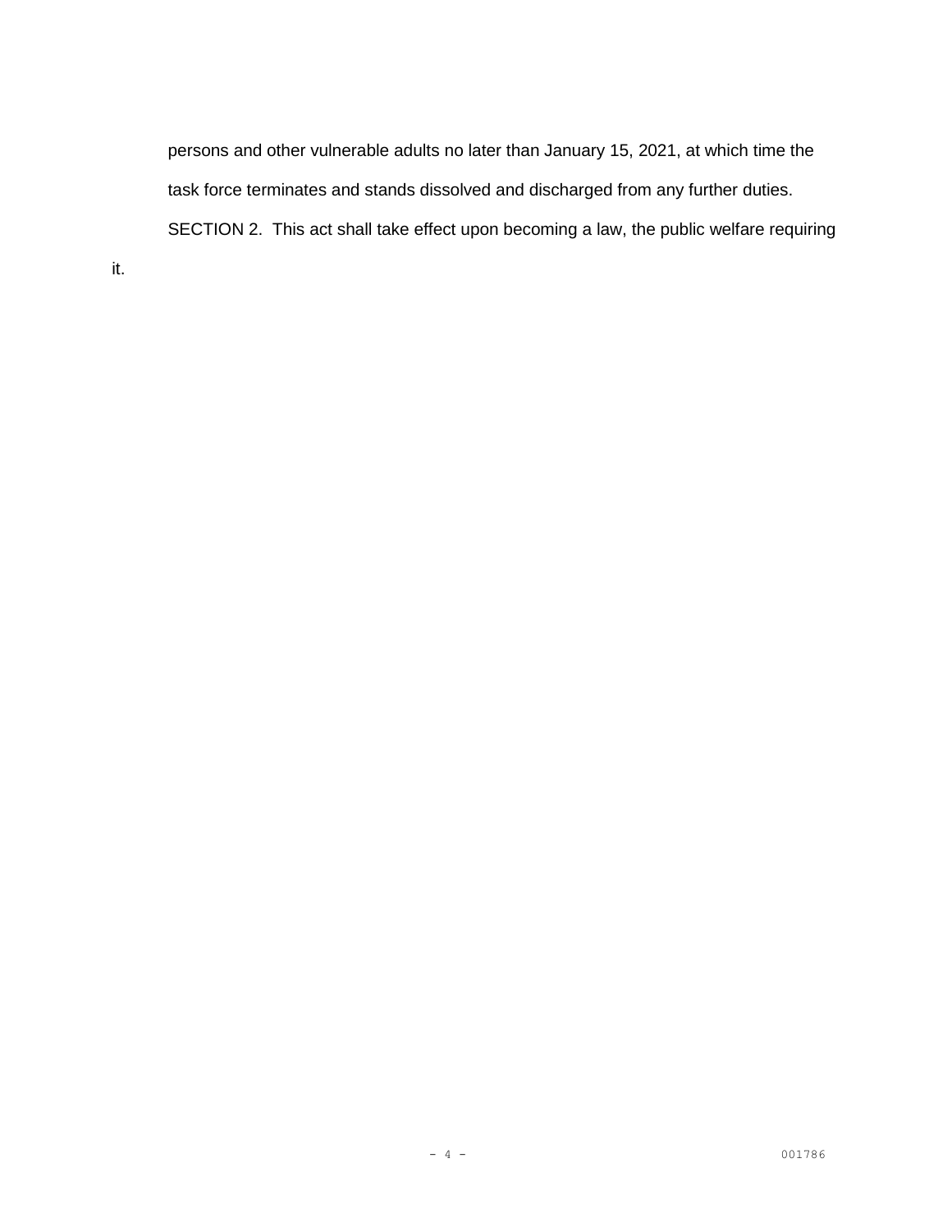persons and other vulnerable adults no later than January 15, 2021, at which time the task force terminates and stands dissolved and discharged from any further duties.

SECTION 2. This act shall take effect upon becoming a law, the public welfare requiring it.